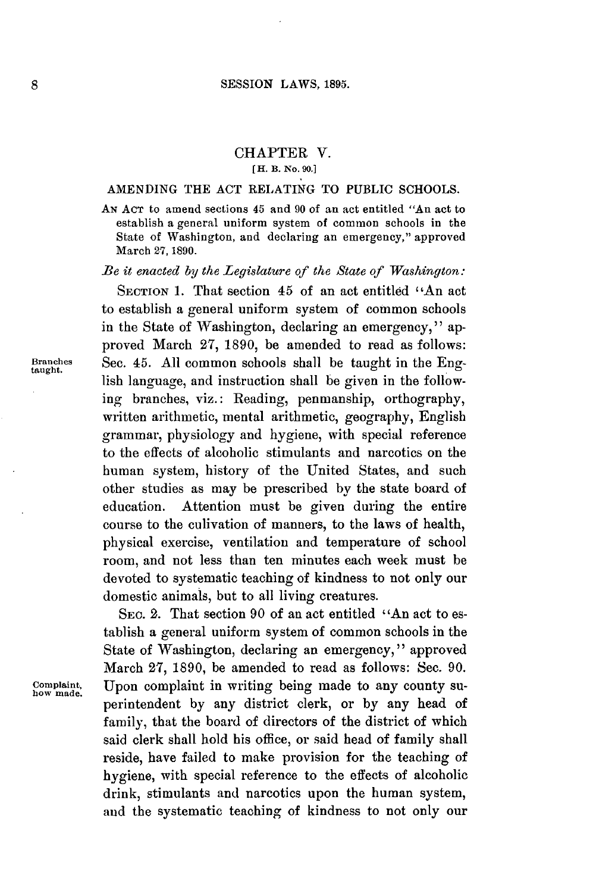# CHAPTER V.

[H. B. No. 90.]

## AMENDING THE ACT RELATING TO PUBLIC SCHOOLS.

AN ACT to amend sections 45 and 90 of an act entitled "An act to establish a general uniform system of common schools in the State of Washington, and declaring an emergency," approved March 27, 1890.

*Be it enacted by the Legislature of the State of Washington:*

SECTION 1. That section 45 of an act entitled "An act to establish a general uniform system of common schools in the State of Washington, declaring an emergency," approved March 27, 1890, be amended to read as follows: Sec. 45. All common schools shall be taught in the English language, and instruction shall be given in the following branches, viz.: Reading, penmanship, orthography, written arithmetic, mental arithmetic, geography, English grammar, physiology and hygiene, with special reference to the effects of alcoholic stimulants and narcotics on the human system, history of the United States, and such other studies as may be prescribed by the state board of education. Attention must be given during the entire course to the culivation of manners, to the laws of health, physical exercise, ventilation and temperature of school room, and not less than ten minutes each week must be devoted to systematic teaching of kindness to not only our domestic animals, but to all living creatures.

*Branches taught.*

SEC. 2. That section 90 of an act entitled "An act to establish a general uniform system of common schools in the State of Washington, declaring an emergency," approved March 27, 1890, be amended to read as follows: Sec. 90. Upon complaint in writing being made to any county superintendent by any district clerk, or by any head of family, that the board of directors of the district of which said clerk shall hold his office, or said head of family shall reside, have failed to make provision for the teaching of hygiene, with special reference to the effects of alcoholic drink, stimulants and narcotics upon the human system, and the systematic teaching of kindness to not only our

*Complaint, how made.*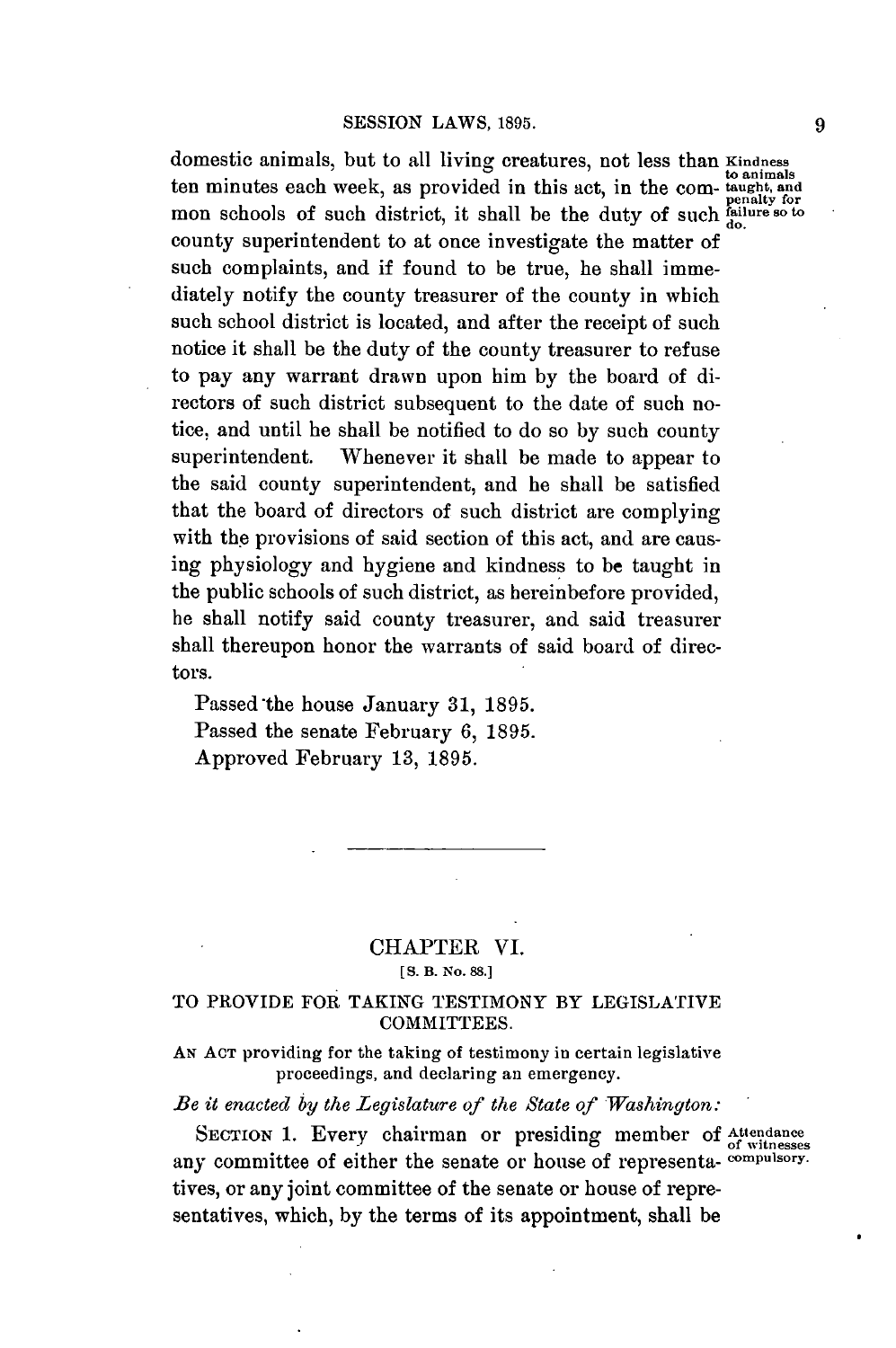domestic animals, but to all living creatures, not less than ten minutes each week, as provided in this act, in the common schools of such district, it shall be the duty of such county superintendent to at once investigate the matter of such complaints, and if found to be true, he shall immediately notify the county treasurer of the county in which such school district is located, and after the receipt of such notice it shall be the duty of the county treasurer to refuse to pay any warrant drawn upon him by the board of directors of such district subsequent to the date of such notice, and until he shall be notified to do so by such county superintendent. Whenever it shall be made to appear to the said county superintendent, and he shall be satisfied that the board of directors of such district are complying with the provisions of said section of this act, and are causing physiology and hygiene and kindness to be taught in the public schools of such district, as hereinbefore provided, he shall notify said county treasurer, and said treasurer shall thereupon honor the warrants of said board of directors.

Kindness to animals taught, and penalty for failure so to do.

Passed the house January 31, 1895.
Passed the senate February 6, 1895.
Approved February 13, 1895.

---

## CHAPTER VI.

[S. B. No. 88.]

### TO PROVIDE FOR TAKING TESTIMONY BY LEGISLATIVE COMMITTEES.

AN ACT providing for the taking of testimony in certain legislative proceedings, and declaring an emergency.

*Be it enacted by the Legislature of the State of Washington:*

SECTION 1. Every chairman or presiding member of any committee of either the senate or house of representatives, or any joint committee of the senate or house of representatives, which, by the terms of its appointment, shall be

Attendance of witnesses compulsory.